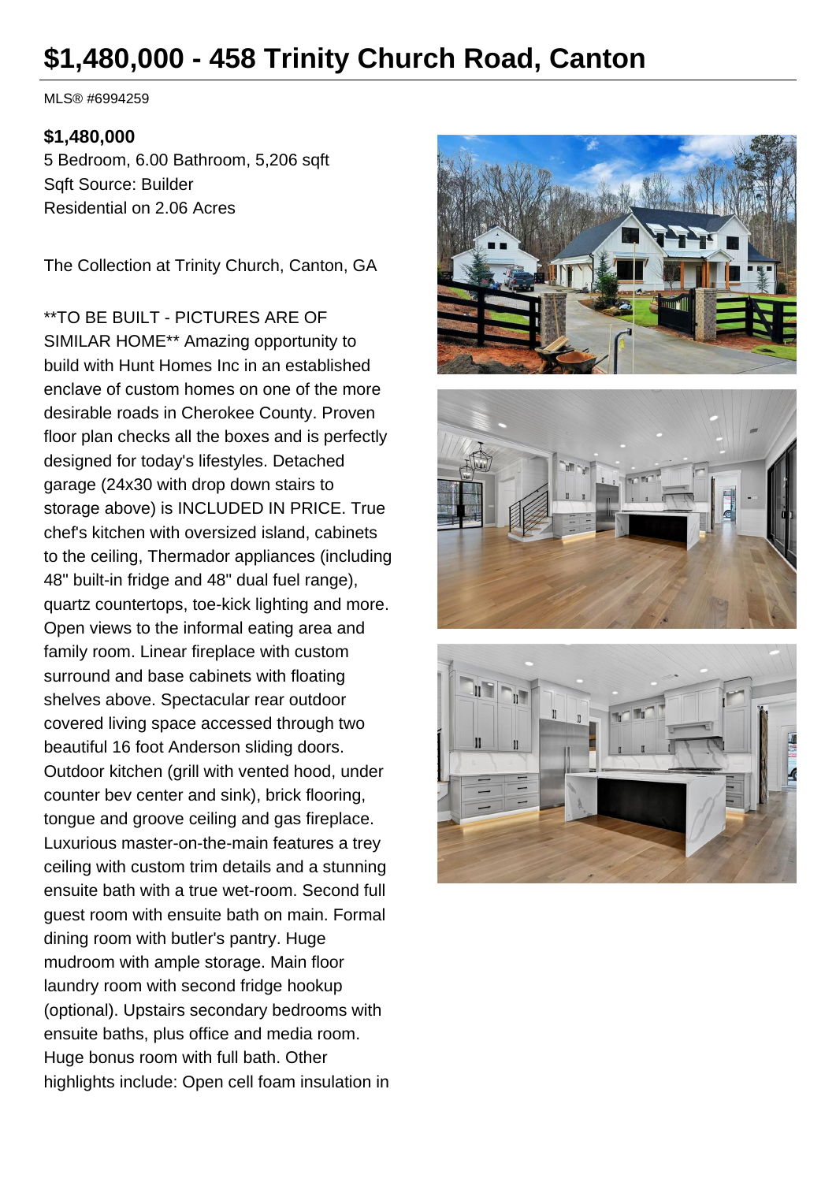# $1,480,000 - 458 Trinity Church Road, Canton

MLS® #6994259

**$1,480,000**

5 Bedroom, 6.00 Bathroom, 5,206 sqft
Sqft Source: Builder
Residential on 2.06 Acres

The Collection at Trinity Church, Canton, GA

**TO BE BUILT - PICTURES ARE OF SIMILAR HOME** Amazing opportunity to build with Hunt Homes Inc in an established enclave of custom homes on one of the more desirable roads in Cherokee County. Proven floor plan checks all the boxes and is perfectly designed for today's lifestyles. Detached garage (24x30 with drop down stairs to storage above) is INCLUDED IN PRICE. True chef's kitchen with oversized island, cabinets to the ceiling, Thermador appliances (including 48" built-in fridge and 48" dual fuel range), quartz countertops, toe-kick lighting and more. Open views to the informal eating area and family room. Linear fireplace with custom surround and base cabinets with floating shelves above. Spectacular rear outdoor covered living space accessed through two beautiful 16 foot Anderson sliding doors. Outdoor kitchen (grill with vented hood, under counter bev center and sink), brick flooring, tongue and groove ceiling and gas fireplace. Luxurious master-on-the-main features a trey ceiling with custom trim details and a stunning ensuite bath with a true wet-room. Second full guest room with ensuite bath on main. Formal dining room with butler's pantry. Huge mudroom with ample storage. Main floor laundry room with second fridge hookup (optional). Upstairs secondary bedrooms with ensuite baths, plus office and media room. Huge bonus room with full bath. Other highlights include: Open cell foam insulation in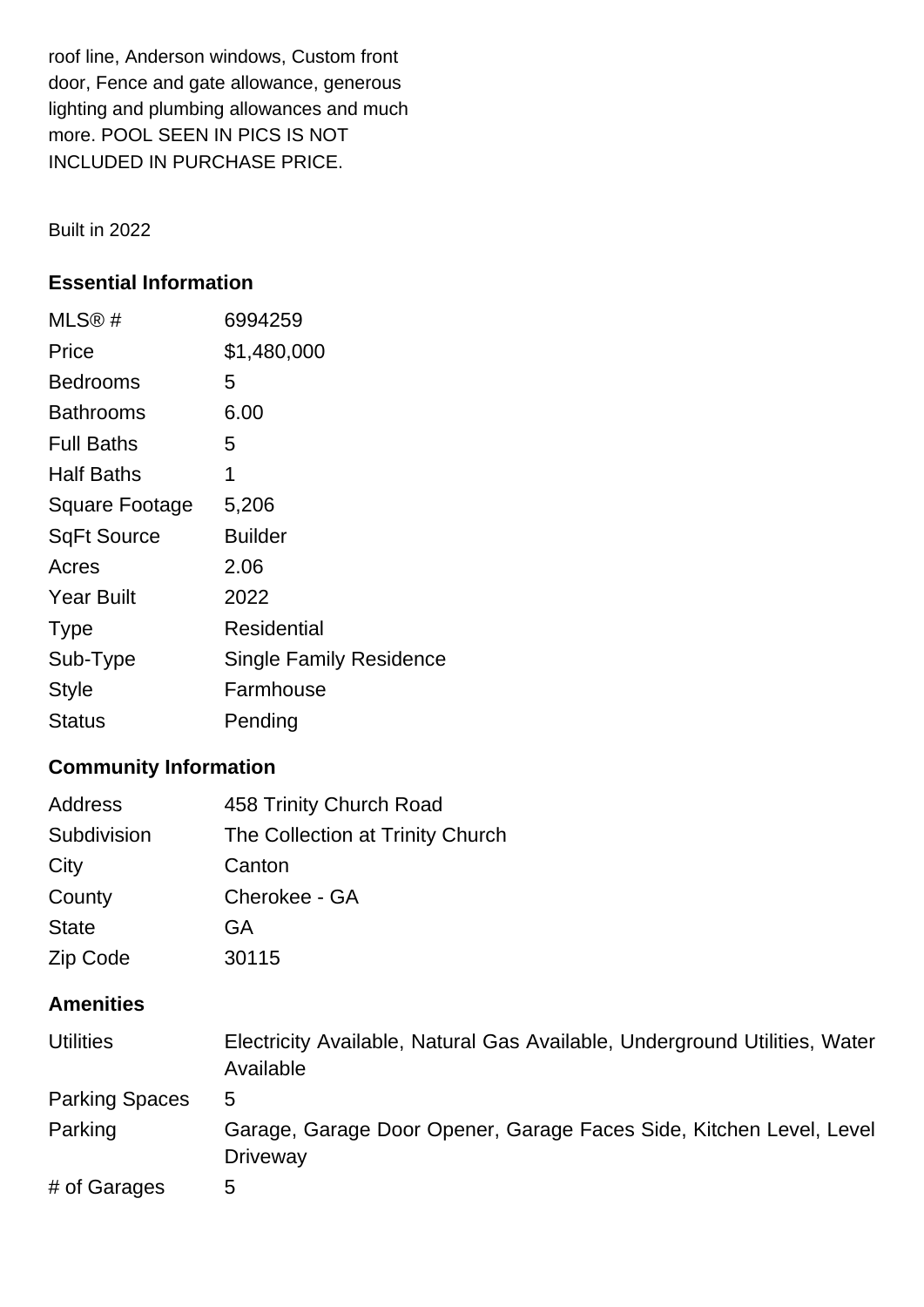roof line, Anderson windows, Custom front door, Fence and gate allowance, generous lighting and plumbing allowances and much more. POOL SEEN IN PICS IS NOT INCLUDED IN PURCHASE PRICE.

Built in 2022

## Essential Information

| | |
|---|---|
| MLS® # | 6994259 |
| Price | $1,480,000 |
| Bedrooms | 5 |
| Bathrooms | 6.00 |
| Full Baths | 5 |
| Half Baths | 1 |
| Square Footage | 5,206 |
| SqFt Source | Builder |
| Acres | 2.06 |
| Year Built | 2022 |
| Type | Residential |
| Sub-Type | Single Family Residence |
| Style | Farmhouse |
| Status | Pending |

## Community Information

| | |
|---|---|
| Address | 458 Trinity Church Road |
| Subdivision | The Collection at Trinity Church |
| City | Canton |
| County | Cherokee - GA |
| State | GA |
| Zip Code | 30115 |

## Amenities

| | |
|---|---|
| Utilities | Electricity Available, Natural Gas Available, Underground Utilities, Water Available |
| Parking Spaces | 5 |
| Parking | Garage, Garage Door Opener, Garage Faces Side, Kitchen Level, Level Driveway |
| # of Garages | 5 |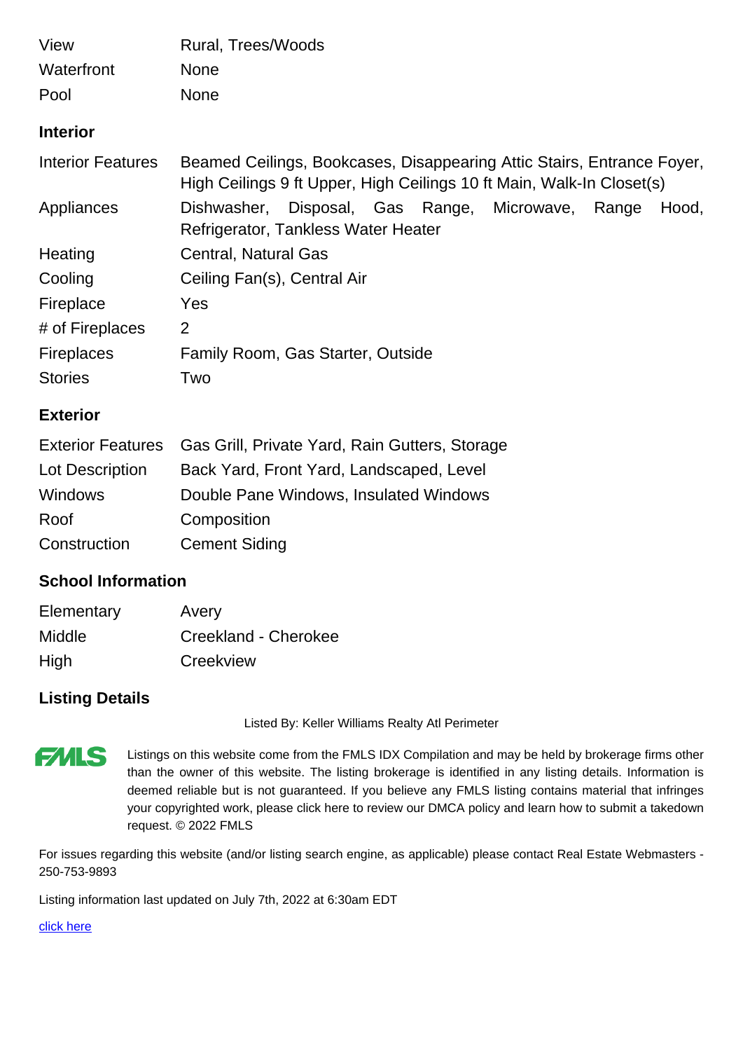| | |
|---|---|
| View | Rural, Trees/Woods |
| Waterfront | None |
| Pool | None |

## Interior

| | |
|---|---|
| Interior Features | Beamed Ceilings, Bookcases, Disappearing Attic Stairs, Entrance Foyer, High Ceilings 9 ft Upper, High Ceilings 10 ft Main, Walk-In Closet(s) |
| Appliances | Dishwasher, Disposal, Gas Range, Microwave, Range Hood, Refrigerator, Tankless Water Heater |
| Heating | Central, Natural Gas |
| Cooling | Ceiling Fan(s), Central Air |
| Fireplace | Yes |
| # of Fireplaces | 2 |
| Fireplaces | Family Room, Gas Starter, Outside |
| Stories | Two |

## Exterior

| | |
|---|---|
| Exterior Features | Gas Grill, Private Yard, Rain Gutters, Storage |
| Lot Description | Back Yard, Front Yard, Landscaped, Level |
| Windows | Double Pane Windows, Insulated Windows |
| Roof | Composition |
| Construction | Cement Siding |

## School Information

| | |
|---|---|
| Elementary | Avery |
| Middle | Creekland - Cherokee |
| High | Creekview |

## Listing Details

Listed By: Keller Williams Realty Atl Perimeter

FMLS

Listings on this website come from the FMLS IDX Compilation and may be held by brokerage firms other than the owner of this website. The listing brokerage is identified in any listing details. Information is deemed reliable but is not guaranteed. If you believe any FMLS listing contains material that infringes your copyrighted work, please click here to review our DMCA policy and learn how to submit a takedown request. © 2022 FMLS

For issues regarding this website (and/or listing search engine, as applicable) please contact Real Estate Webmasters - 250-753-9893

Listing information last updated on July 7th, 2022 at 6:30am EDT

click here